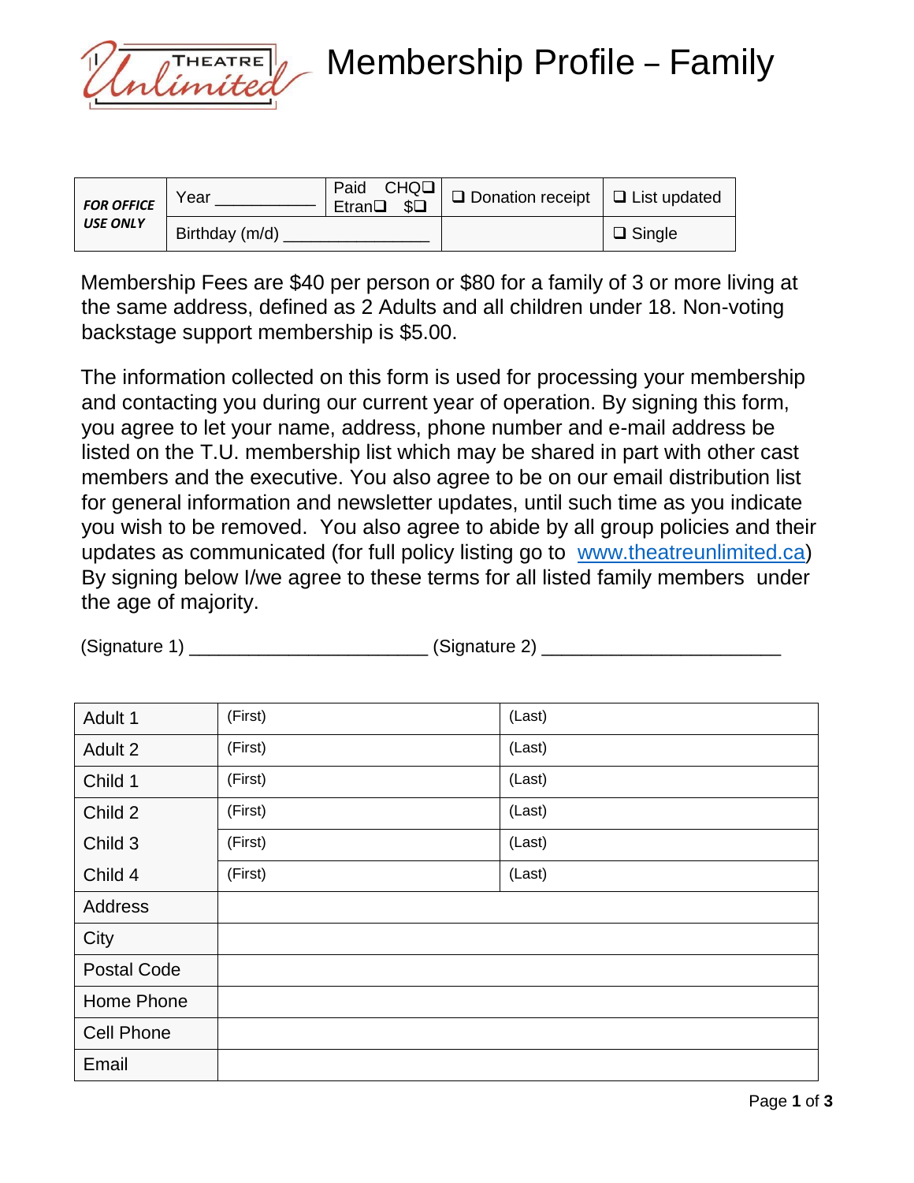# Membership Profile – Family

| FOR OFFICE USE ONLY | Year ___________ | Paid CHQ❑ Etran❑ $❑ | ❑ Donation receipt | ❑ List updated |
|---|---|---|---|---|
| | Birthday (m/d) _______________ | | | ❑ Single |

Membership Fees are $40 per person or $80 for a family of 3 or more living at the same address, defined as 2 Adults and all children under 18. Non-voting backstage support membership is $5.00.

The information collected on this form is used for processing your membership and contacting you during our current year of operation. By signing this form, you agree to let your name, address, phone number and e-mail address be listed on the T.U. membership list which may be shared in part with other cast members and the executive. You also agree to be on our email distribution list for general information and newsletter updates, until such time as you indicate you wish to be removed. You also agree to abide by all group policies and their updates as communicated (for full policy listing go to www.theatreunlimited.ca) By signing below I/we agree to these terms for all listed family members under the age of majority.

(Signature 1) _______________________ (Signature 2) _______________________

| | | |
|---|---|---|
| Adult 1 | (First) | (Last) |
| Adult 2 | (First) | (Last) |
| Child 1 | (First) | (Last) |
| Child 2 | (First) | (Last) |
| Child 3 | (First) | (Last) |
| Child 4 | (First) | (Last) |
| Address | | |
| City | | |
| Postal Code | | |
| Home Phone | | |
| Cell Phone | | |
| Email | | |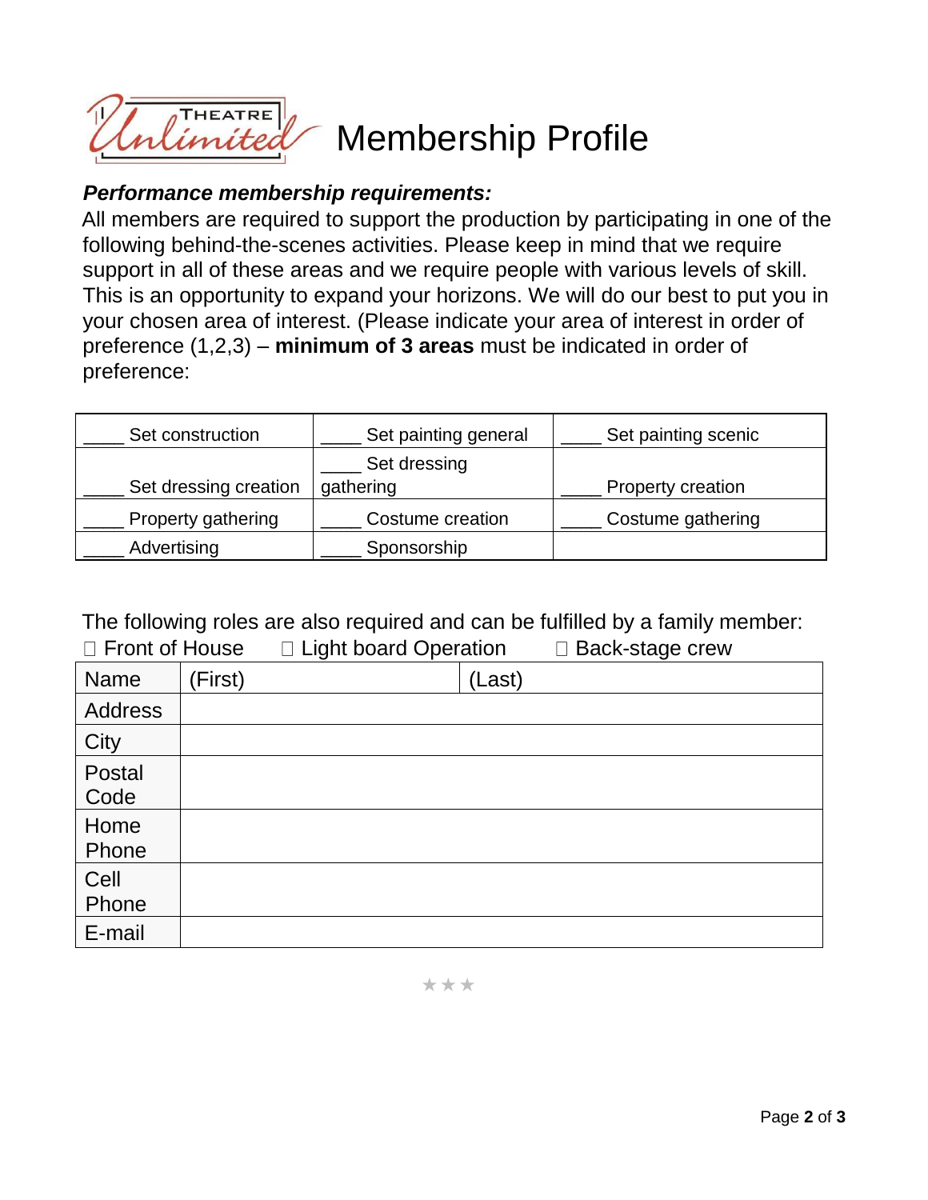# Theatre Unlimited Membership Profile

***Performance membership requirements:***

All members are required to support the production by participating in one of the following behind-the-scenes activities. Please keep in mind that we require support in all of these areas and we require people with various levels of skill. This is an opportunity to expand your horizons. We will do our best to put you in your chosen area of interest. (Please indicate your area of interest in order of preference (1,2,3) – **minimum of 3 areas** must be indicated in order of preference:

| | | |
|---|---|---|
| ____ Set construction | ____ Set painting general | ____ Set painting scenic |
| ____ Set dressing creation | ____ Set dressing gathering | ____ Property creation |
| ____ Property gathering | ____ Costume creation | ____ Costume gathering |
| ____ Advertising | ____ Sponsorship | |

The following roles are also required and can be fulfilled by a family member:

☐ Front of House ☐ Light board Operation ☐ Back-stage crew

| | | |
|---|---|---|
| Name | (First) | (Last) |
| Address | | |
| City | | |
| Postal Code | | |
| Home Phone | | |
| Cell Phone | | |
| E-mail | | |

★★★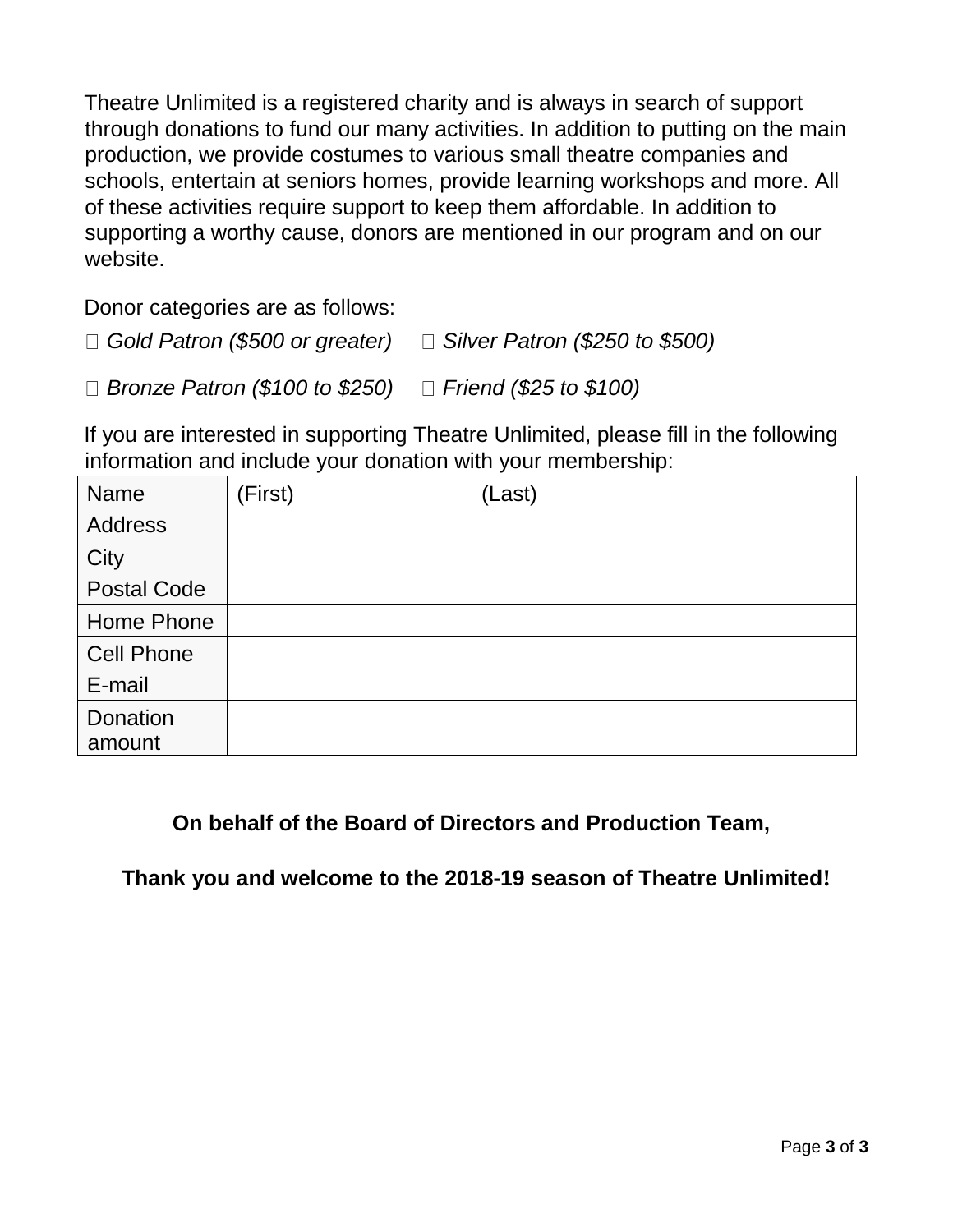Theatre Unlimited is a registered charity and is always in search of support through donations to fund our many activities. In addition to putting on the main production, we provide costumes to various small theatre companies and schools, entertain at seniors homes, provide learning workshops and more. All of these activities require support to keep them affordable. In addition to supporting a worthy cause, donors are mentioned in our program and on our website.

Donor categories are as follows:

- ☐ *Gold Patron ($500 or greater)*
- ☐ *Silver Patron ($250 to $500)*
- ☐ *Bronze Patron ($100 to $250)*
- ☐ *Friend ($25 to $100)*

If you are interested in supporting Theatre Unlimited, please fill in the following information and include your donation with your membership:

| Name | (First) | (Last) |
|---|---|---|
| Address | | |
| City | | |
| Postal Code | | |
| Home Phone | | |
| Cell Phone | | |
| E-mail | | |
| Donation amount | | |

**On behalf of the Board of Directors and Production Team,**

**Thank you and welcome to the 2018-19 season of Theatre Unlimited!**